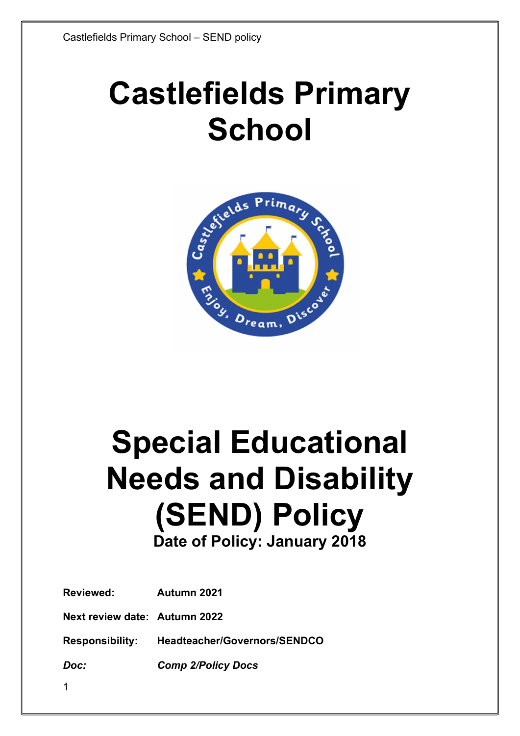# Castlefields Primary School

# Special Educational Needs and Disability (SEND) Policy

**Date of Policy: January 2018**

**Reviewed:** **Autumn 2021**

**Next review date:** **Autumn 2022**

**Responsibility:** **Headteacher/Governors/SENDCO**

***Doc:*** ***Comp 2/Policy Docs***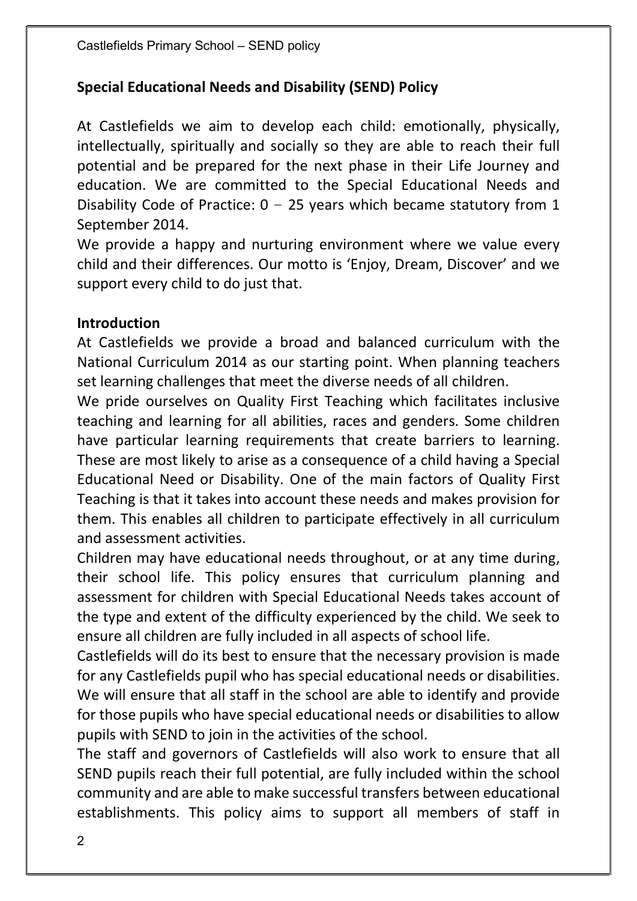**Special Educational Needs and Disability (SEND) Policy**

At Castlefields we aim to develop each child: emotionally, physically, intellectually, spiritually and socially so they are able to reach their full potential and be prepared for the next phase in their Life Journey and education. We are committed to the Special Educational Needs and Disability Code of Practice: 0 – 25 years which became statutory from 1 September 2014.

We provide a happy and nurturing environment where we value every child and their differences. Our motto is 'Enjoy, Dream, Discover' and we support every child to do just that.

**Introduction**

At Castlefields we provide a broad and balanced curriculum with the National Curriculum 2014 as our starting point. When planning teachers set learning challenges that meet the diverse needs of all children.

We pride ourselves on Quality First Teaching which facilitates inclusive teaching and learning for all abilities, races and genders. Some children have particular learning requirements that create barriers to learning. These are most likely to arise as a consequence of a child having a Special Educational Need or Disability. One of the main factors of Quality First Teaching is that it takes into account these needs and makes provision for them. This enables all children to participate effectively in all curriculum and assessment activities.

Children may have educational needs throughout, or at any time during, their school life. This policy ensures that curriculum planning and assessment for children with Special Educational Needs takes account of the type and extent of the difficulty experienced by the child. We seek to ensure all children are fully included in all aspects of school life.

Castlefields will do its best to ensure that the necessary provision is made for any Castlefields pupil who has special educational needs or disabilities. We will ensure that all staff in the school are able to identify and provide for those pupils who have special educational needs or disabilities to allow pupils with SEND to join in the activities of the school.

The staff and governors of Castlefields will also work to ensure that all SEND pupils reach their full potential, are fully included within the school community and are able to make successful transfers between educational establishments. This policy aims to support all members of staff in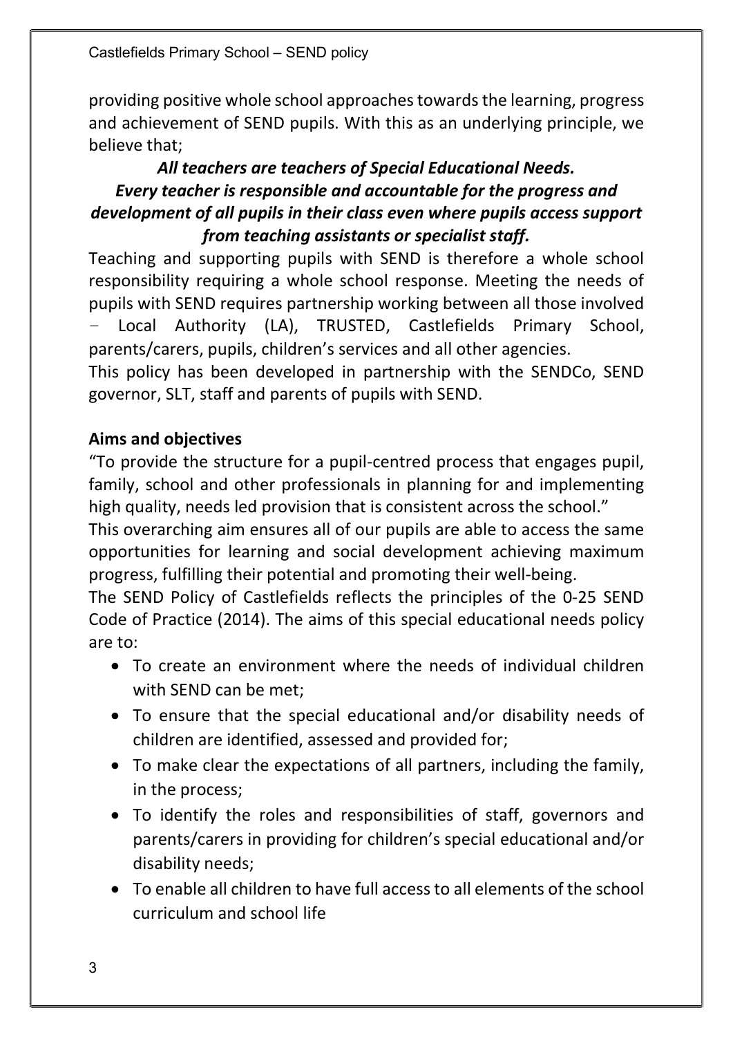providing positive whole school approaches towards the learning, progress and achievement of SEND pupils. With this as an underlying principle, we believe that;

***All teachers are teachers of Special Educational Needs. Every teacher is responsible and accountable for the progress and development of all pupils in their class even where pupils access support from teaching assistants or specialist staff.***

Teaching and supporting pupils with SEND is therefore a whole school responsibility requiring a whole school response. Meeting the needs of pupils with SEND requires partnership working between all those involved – Local Authority (LA), TRUSTED, Castlefields Primary School, parents/carers, pupils, children's services and all other agencies.

This policy has been developed in partnership with the SENDCo, SEND governor, SLT, staff and parents of pupils with SEND.

**Aims and objectives**

"To provide the structure for a pupil-centred process that engages pupil, family, school and other professionals in planning for and implementing high quality, needs led provision that is consistent across the school."

This overarching aim ensures all of our pupils are able to access the same opportunities for learning and social development achieving maximum progress, fulfilling their potential and promoting their well-being.

The SEND Policy of Castlefields reflects the principles of the 0-25 SEND Code of Practice (2014). The aims of this special educational needs policy are to:

- To create an environment where the needs of individual children with SEND can be met;
- To ensure that the special educational and/or disability needs of children are identified, assessed and provided for;
- To make clear the expectations of all partners, including the family, in the process;
- To identify the roles and responsibilities of staff, governors and parents/carers in providing for children's special educational and/or disability needs;
- To enable all children to have full access to all elements of the school curriculum and school life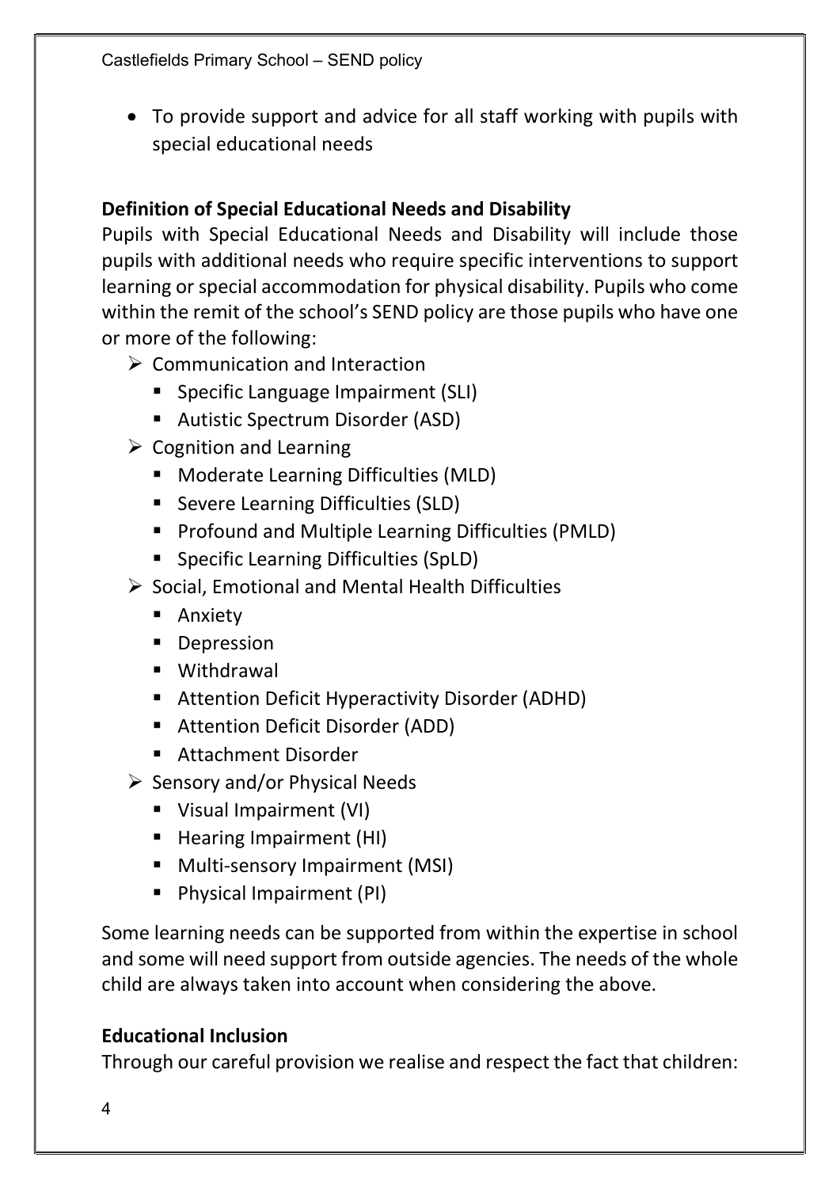- To provide support and advice for all staff working with pupils with special educational needs

**Definition of Special Educational Needs and Disability**

Pupils with Special Educational Needs and Disability will include those pupils with additional needs who require specific interventions to support learning or special accommodation for physical disability. Pupils who come within the remit of the school's SEND policy are those pupils who have one or more of the following:

- Communication and Interaction
  - Specific Language Impairment (SLI)
  - Autistic Spectrum Disorder (ASD)
- Cognition and Learning
  - Moderate Learning Difficulties (MLD)
  - Severe Learning Difficulties (SLD)
  - Profound and Multiple Learning Difficulties (PMLD)
  - Specific Learning Difficulties (SpLD)
- Social, Emotional and Mental Health Difficulties
  - Anxiety
  - Depression
  - Withdrawal
  - Attention Deficit Hyperactivity Disorder (ADHD)
  - Attention Deficit Disorder (ADD)
  - Attachment Disorder
- Sensory and/or Physical Needs
  - Visual Impairment (VI)
  - Hearing Impairment (HI)
  - Multi-sensory Impairment (MSI)
  - Physical Impairment (PI)

Some learning needs can be supported from within the expertise in school and some will need support from outside agencies. The needs of the whole child are always taken into account when considering the above.

**Educational Inclusion**

Through our careful provision we realise and respect the fact that children: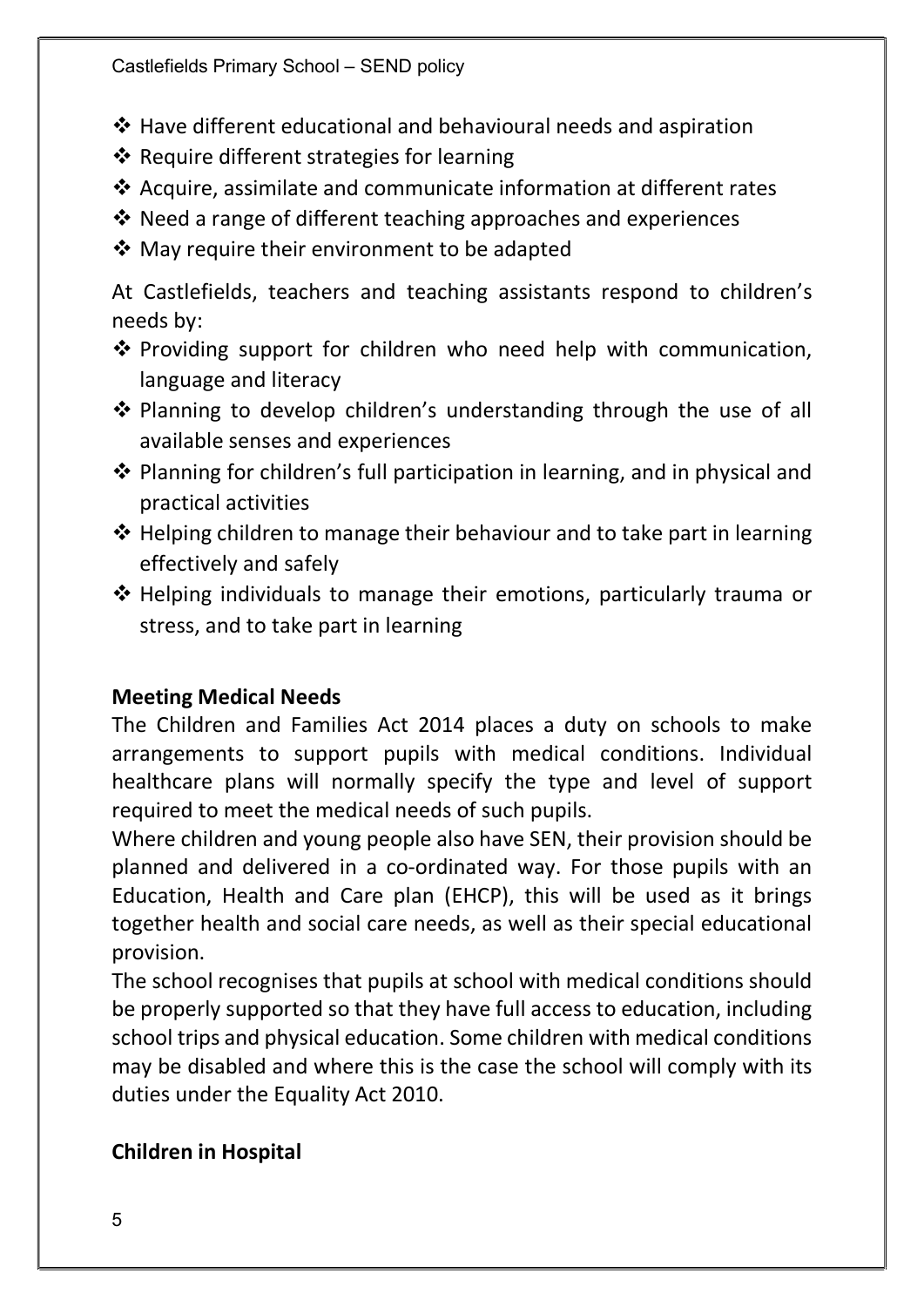- Have different educational and behavioural needs and aspiration
- Require different strategies for learning
- Acquire, assimilate and communicate information at different rates
- Need a range of different teaching approaches and experiences
- May require their environment to be adapted

At Castlefields, teachers and teaching assistants respond to children's needs by:

- Providing support for children who need help with communication, language and literacy
- Planning to develop children's understanding through the use of all available senses and experiences
- Planning for children's full participation in learning, and in physical and practical activities
- Helping children to manage their behaviour and to take part in learning effectively and safely
- Helping individuals to manage their emotions, particularly trauma or stress, and to take part in learning

## Meeting Medical Needs

The Children and Families Act 2014 places a duty on schools to make arrangements to support pupils with medical conditions. Individual healthcare plans will normally specify the type and level of support required to meet the medical needs of such pupils.

Where children and young people also have SEN, their provision should be planned and delivered in a co-ordinated way. For those pupils with an Education, Health and Care plan (EHCP), this will be used as it brings together health and social care needs, as well as their special educational provision.

The school recognises that pupils at school with medical conditions should be properly supported so that they have full access to education, including school trips and physical education. Some children with medical conditions may be disabled and where this is the case the school will comply with its duties under the Equality Act 2010.

## Children in Hospital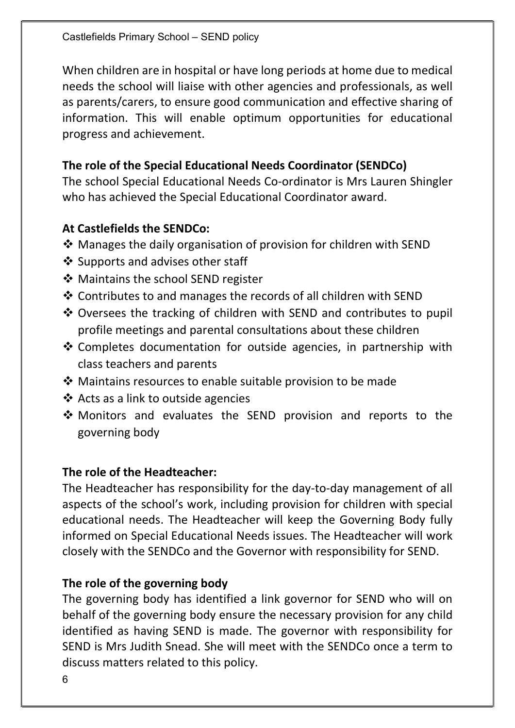When children are in hospital or have long periods at home due to medical needs the school will liaise with other agencies and professionals, as well as parents/carers, to ensure good communication and effective sharing of information. This will enable optimum opportunities for educational progress and achievement.

**The role of the Special Educational Needs Coordinator (SENDCo)**

The school Special Educational Needs Co-ordinator is Mrs Lauren Shingler who has achieved the Special Educational Coordinator award.

**At Castlefields the SENDCo:**

- ❖ Manages the daily organisation of provision for children with SEND
- ❖ Supports and advises other staff
- ❖ Maintains the school SEND register
- ❖ Contributes to and manages the records of all children with SEND
- ❖ Oversees the tracking of children with SEND and contributes to pupil profile meetings and parental consultations about these children
- ❖ Completes documentation for outside agencies, in partnership with class teachers and parents
- ❖ Maintains resources to enable suitable provision to be made
- ❖ Acts as a link to outside agencies
- ❖ Monitors and evaluates the SEND provision and reports to the governing body

**The role of the Headteacher:**

The Headteacher has responsibility for the day-to-day management of all aspects of the school's work, including provision for children with special educational needs. The Headteacher will keep the Governing Body fully informed on Special Educational Needs issues. The Headteacher will work closely with the SENDCo and the Governor with responsibility for SEND.

**The role of the governing body**

The governing body has identified a link governor for SEND who will on behalf of the governing body ensure the necessary provision for any child identified as having SEND is made. The governor with responsibility for SEND is Mrs Judith Snead. She will meet with the SENDCo once a term to discuss matters related to this policy.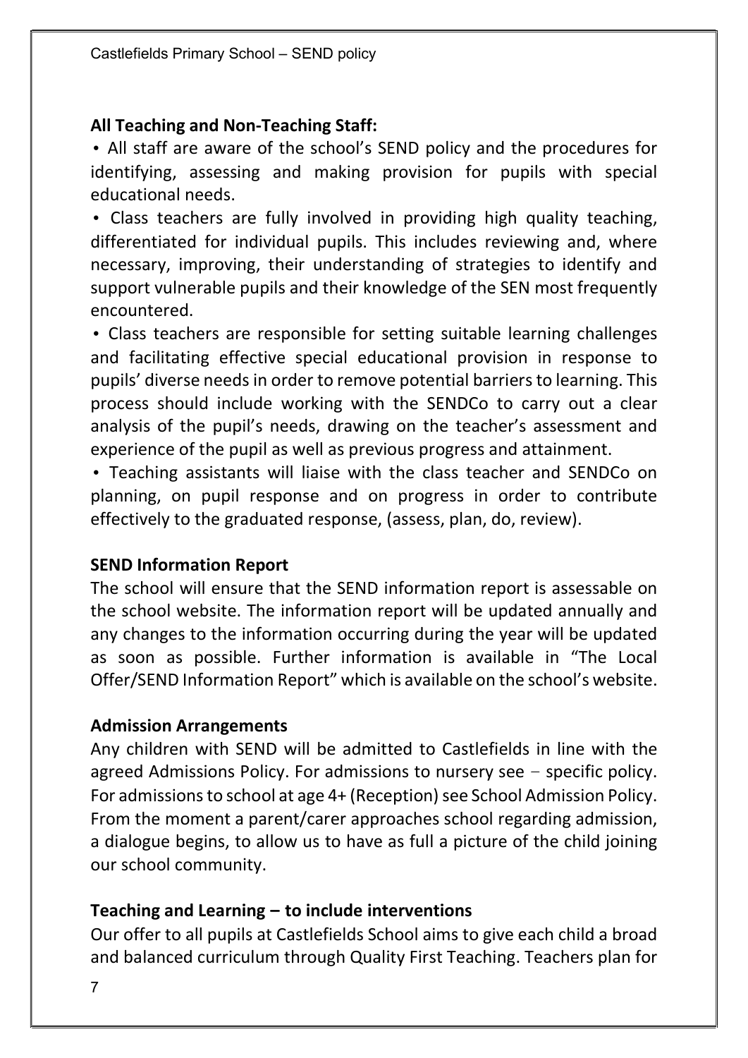**All Teaching and Non-Teaching Staff:**

- All staff are aware of the school's SEND policy and the procedures for identifying, assessing and making provision for pupils with special educational needs.
- Class teachers are fully involved in providing high quality teaching, differentiated for individual pupils. This includes reviewing and, where necessary, improving, their understanding of strategies to identify and support vulnerable pupils and their knowledge of the SEN most frequently encountered.
- Class teachers are responsible for setting suitable learning challenges and facilitating effective special educational provision in response to pupils' diverse needs in order to remove potential barriers to learning. This process should include working with the SENDCo to carry out a clear analysis of the pupil's needs, drawing on the teacher's assessment and experience of the pupil as well as previous progress and attainment.
- Teaching assistants will liaise with the class teacher and SENDCo on planning, on pupil response and on progress in order to contribute effectively to the graduated response, (assess, plan, do, review).

**SEND Information Report**

The school will ensure that the SEND information report is assessable on the school website. The information report will be updated annually and any changes to the information occurring during the year will be updated as soon as possible. Further information is available in "The Local Offer/SEND Information Report" which is available on the school's website.

**Admission Arrangements**

Any children with SEND will be admitted to Castlefields in line with the agreed Admissions Policy. For admissions to nursery see – specific policy. For admissions to school at age 4+ (Reception) see School Admission Policy. From the moment a parent/carer approaches school regarding admission, a dialogue begins, to allow us to have as full a picture of the child joining our school community.

**Teaching and Learning – to include interventions**

Our offer to all pupils at Castlefields School aims to give each child a broad and balanced curriculum through Quality First Teaching. Teachers plan for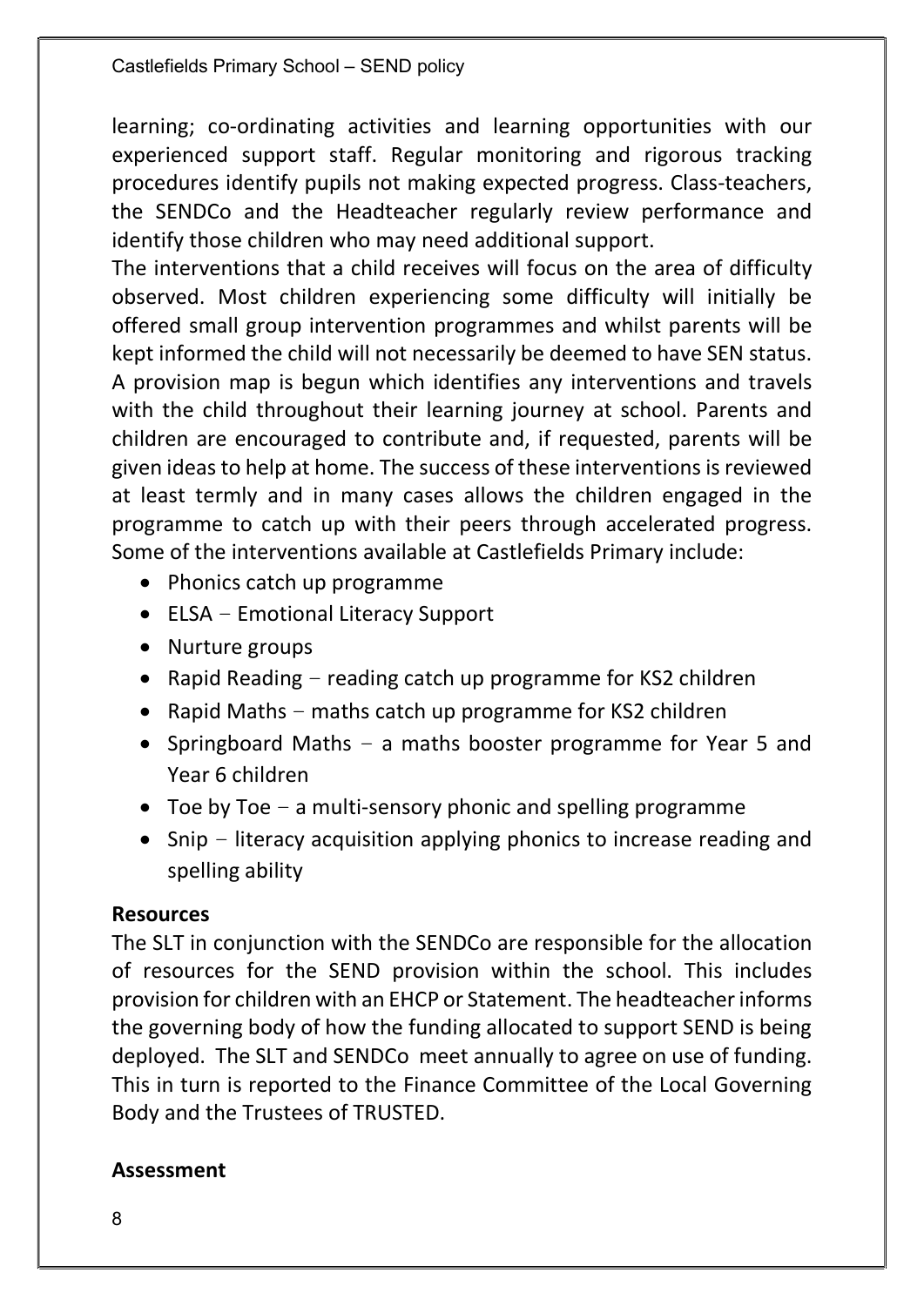learning; co-ordinating activities and learning opportunities with our experienced support staff. Regular monitoring and rigorous tracking procedures identify pupils not making expected progress. Class-teachers, the SENDCo and the Headteacher regularly review performance and identify those children who may need additional support.

The interventions that a child receives will focus on the area of difficulty observed. Most children experiencing some difficulty will initially be offered small group intervention programmes and whilst parents will be kept informed the child will not necessarily be deemed to have SEN status. A provision map is begun which identifies any interventions and travels with the child throughout their learning journey at school. Parents and children are encouraged to contribute and, if requested, parents will be given ideas to help at home. The success of these interventions is reviewed at least termly and in many cases allows the children engaged in the programme to catch up with their peers through accelerated progress. Some of the interventions available at Castlefields Primary include:

- Phonics catch up programme
- ELSA – Emotional Literacy Support
- Nurture groups
- Rapid Reading – reading catch up programme for KS2 children
- Rapid Maths – maths catch up programme for KS2 children
- Springboard Maths – a maths booster programme for Year 5 and Year 6 children
- Toe by Toe – a multi-sensory phonic and spelling programme
- Snip – literacy acquisition applying phonics to increase reading and spelling ability

**Resources**

The SLT in conjunction with the SENDCo are responsible for the allocation of resources for the SEND provision within the school. This includes provision for children with an EHCP or Statement. The headteacher informs the governing body of how the funding allocated to support SEND is being deployed. The SLT and SENDCo meet annually to agree on use of funding. This in turn is reported to the Finance Committee of the Local Governing Body and the Trustees of TRUSTED.

**Assessment**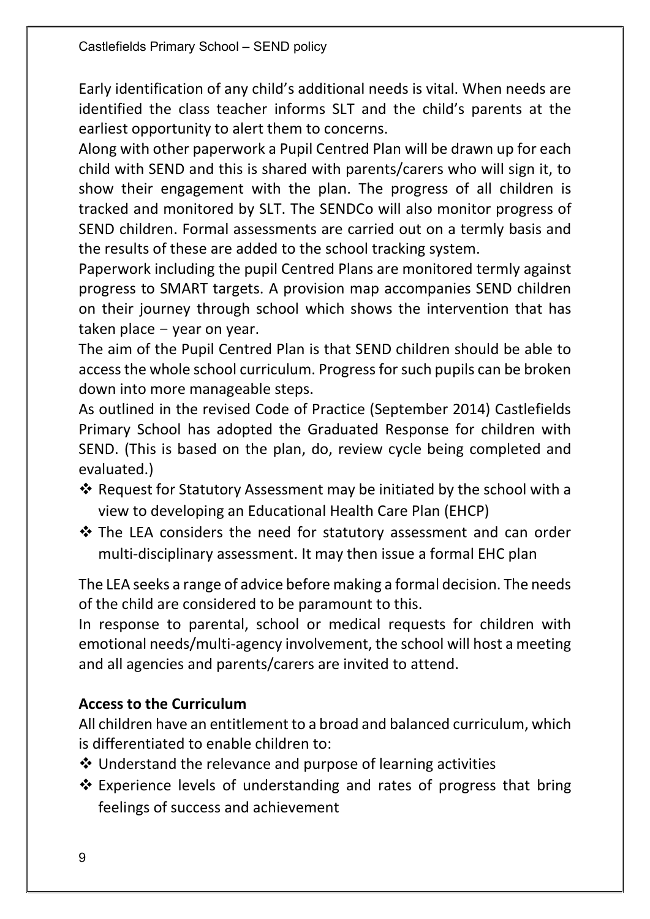Early identification of any child's additional needs is vital. When needs are identified the class teacher informs SLT and the child's parents at the earliest opportunity to alert them to concerns.

Along with other paperwork a Pupil Centred Plan will be drawn up for each child with SEND and this is shared with parents/carers who will sign it, to show their engagement with the plan. The progress of all children is tracked and monitored by SLT. The SENDCo will also monitor progress of SEND children. Formal assessments are carried out on a termly basis and the results of these are added to the school tracking system.

Paperwork including the pupil Centred Plans are monitored termly against progress to SMART targets. A provision map accompanies SEND children on their journey through school which shows the intervention that has taken place – year on year.

The aim of the Pupil Centred Plan is that SEND children should be able to access the whole school curriculum. Progress for such pupils can be broken down into more manageable steps.

As outlined in the revised Code of Practice (September 2014) Castlefields Primary School has adopted the Graduated Response for children with SEND. (This is based on the plan, do, review cycle being completed and evaluated.)

- Request for Statutory Assessment may be initiated by the school with a view to developing an Educational Health Care Plan (EHCP)
- The LEA considers the need for statutory assessment and can order multi-disciplinary assessment. It may then issue a formal EHC plan

The LEA seeks a range of advice before making a formal decision. The needs of the child are considered to be paramount to this.

In response to parental, school or medical requests for children with emotional needs/multi-agency involvement, the school will host a meeting and all agencies and parents/carers are invited to attend.

**Access to the Curriculum**

All children have an entitlement to a broad and balanced curriculum, which is differentiated to enable children to:

- Understand the relevance and purpose of learning activities
- Experience levels of understanding and rates of progress that bring feelings of success and achievement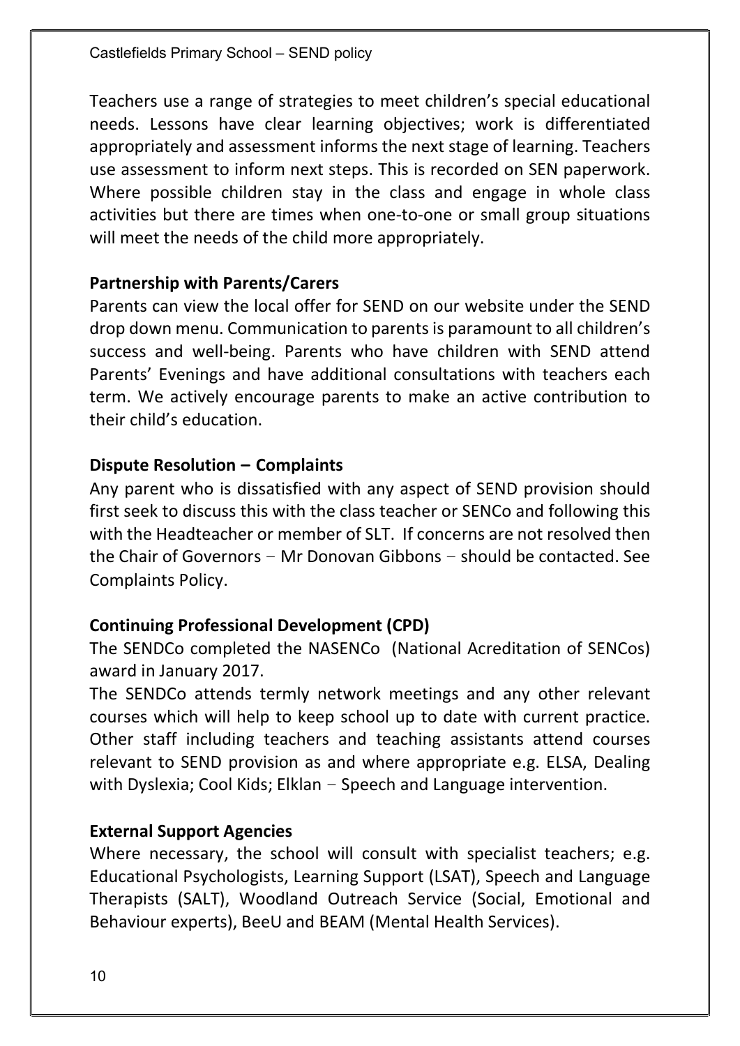Teachers use a range of strategies to meet children's special educational needs. Lessons have clear learning objectives; work is differentiated appropriately and assessment informs the next stage of learning. Teachers use assessment to inform next steps. This is recorded on SEN paperwork. Where possible children stay in the class and engage in whole class activities but there are times when one-to-one or small group situations will meet the needs of the child more appropriately.

**Partnership with Parents/Carers**

Parents can view the local offer for SEND on our website under the SEND drop down menu. Communication to parents is paramount to all children's success and well-being. Parents who have children with SEND attend Parents' Evenings and have additional consultations with teachers each term. We actively encourage parents to make an active contribution to their child's education.

**Dispute Resolution – Complaints**

Any parent who is dissatisfied with any aspect of SEND provision should first seek to discuss this with the class teacher or SENCo and following this with the Headteacher or member of SLT. If concerns are not resolved then the Chair of Governors – Mr Donovan Gibbons – should be contacted. See Complaints Policy.

**Continuing Professional Development (CPD)**

The SENDCo completed the NASENCo (National Acreditation of SENCos) award in January 2017.

The SENDCo attends termly network meetings and any other relevant courses which will help to keep school up to date with current practice. Other staff including teachers and teaching assistants attend courses relevant to SEND provision as and where appropriate e.g. ELSA, Dealing with Dyslexia; Cool Kids; Elklan – Speech and Language intervention.

**External Support Agencies**

Where necessary, the school will consult with specialist teachers; e.g. Educational Psychologists, Learning Support (LSAT), Speech and Language Therapists (SALT), Woodland Outreach Service (Social, Emotional and Behaviour experts), BeeU and BEAM (Mental Health Services).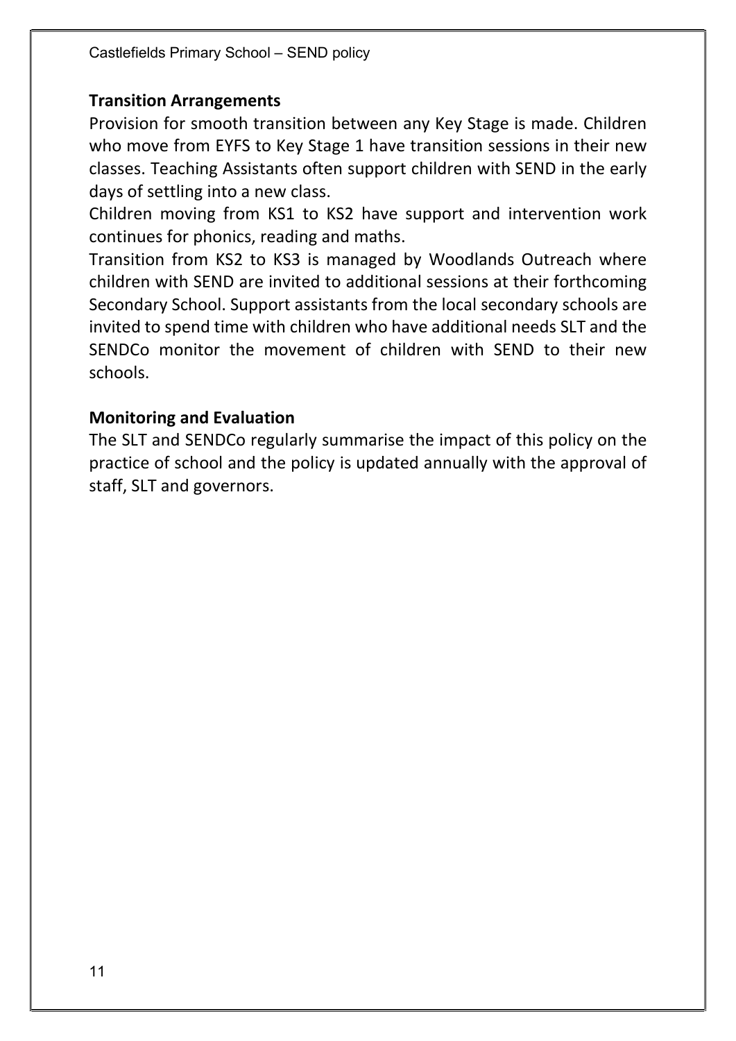## Transition Arrangements

Provision for smooth transition between any Key Stage is made. Children who move from EYFS to Key Stage 1 have transition sessions in their new classes. Teaching Assistants often support children with SEND in the early days of settling into a new class.

Children moving from KS1 to KS2 have support and intervention work continues for phonics, reading and maths.

Transition from KS2 to KS3 is managed by Woodlands Outreach where children with SEND are invited to additional sessions at their forthcoming Secondary School. Support assistants from the local secondary schools are invited to spend time with children who have additional needs SLT and the SENDCo monitor the movement of children with SEND to their new schools.

## Monitoring and Evaluation

The SLT and SENDCo regularly summarise the impact of this policy on the practice of school and the policy is updated annually with the approval of staff, SLT and governors.